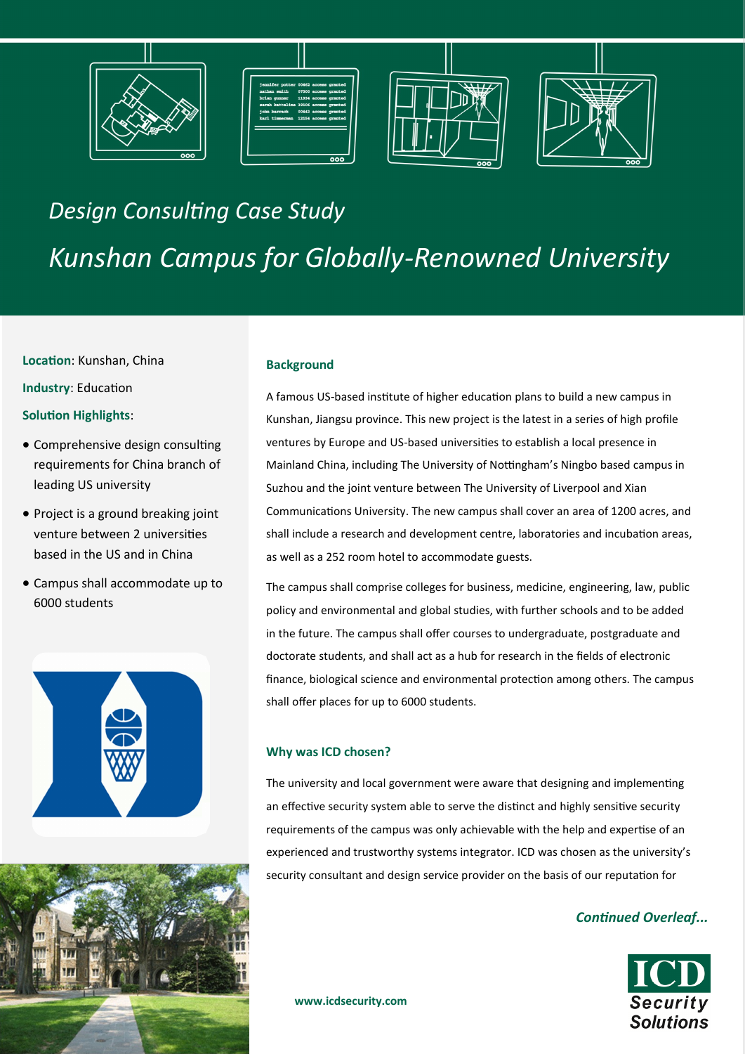# Design Consulting Case Study

## Kunshan Campus for Globally-Renowned University

**Location**: Kunshan, China

**Industry**: Education

**Solution Highlights**:

- Comprehensive design consulting requirements for China branch of leading US university
- Project is a ground breaking joint venture between 2 universities based in the US and in China
- Campus shall accommodate up to 6000 students

### Background

A famous US-based institute of higher education plans to build a new campus in Kunshan, Jiangsu province. This new project is the latest in a series of high profile ventures by Europe and US-based universities to establish a local presence in Mainland China, including The University of Nottingham's Ningbo based campus in Suzhou and the joint venture between The University of Liverpool and Xian Communications University. The new campus shall cover an area of 1200 acres, and shall include a research and development centre, laboratories and incubation areas, as well as a 252 room hotel to accommodate guests.

The campus shall comprise colleges for business, medicine, engineering, law, public policy and environmental and global studies, with further schools and to be added in the future. The campus shall offer courses to undergraduate, postgraduate and doctorate students, and shall act as a hub for research in the fields of electronic finance, biological science and environmental protection among others. The campus shall offer places for up to 6000 students.

### Why was ICD chosen?

The university and local government were aware that designing and implementing an effective security system able to serve the distinct and highly sensitive security requirements of the campus was only achievable with the help and expertise of an experienced and trustworthy systems integrator. ICD was chosen as the university's security consultant and design service provider on the basis of our reputation for

*Continued Overleaf...*

www.icdsecurity.com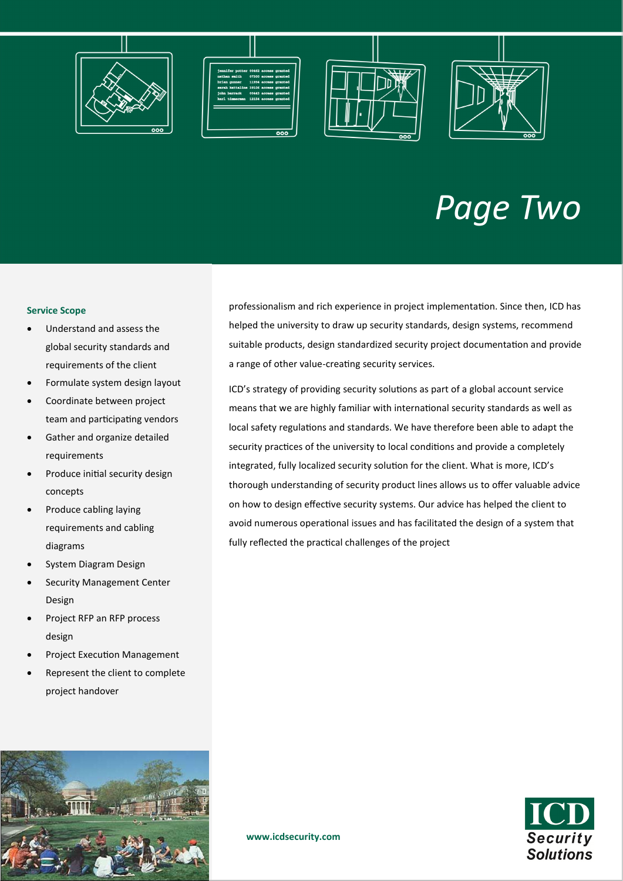# Page Two

**Service Scope**

- Understand and assess the global security standards and requirements of the client
- Formulate system design layout
- Coordinate between project team and participating vendors
- Gather and organize detailed requirements
- Produce initial security design concepts
- Produce cabling laying requirements and cabling diagrams
- System Diagram Design
- Security Management Center Design
- Project RFP an RFP process design
- Project Execution Management
- Represent the client to complete project handover

professionalism and rich experience in project implementation. Since then, ICD has helped the university to draw up security standards, design systems, recommend suitable products, design standardized security project documentation and provide a range of other value-creating security services.

ICD's strategy of providing security solutions as part of a global account service means that we are highly familiar with international security standards as well as local safety regulations and standards. We have therefore been able to adapt the security practices of the university to local conditions and provide a completely integrated, fully localized security solution for the client. What is more, ICD's thorough understanding of security product lines allows us to offer valuable advice on how to design effective security systems. Our advice has helped the client to avoid numerous operational issues and has facilitated the design of a system that fully reflected the practical challenges of the project

www.icdsecurity.com

ICD Security Solutions